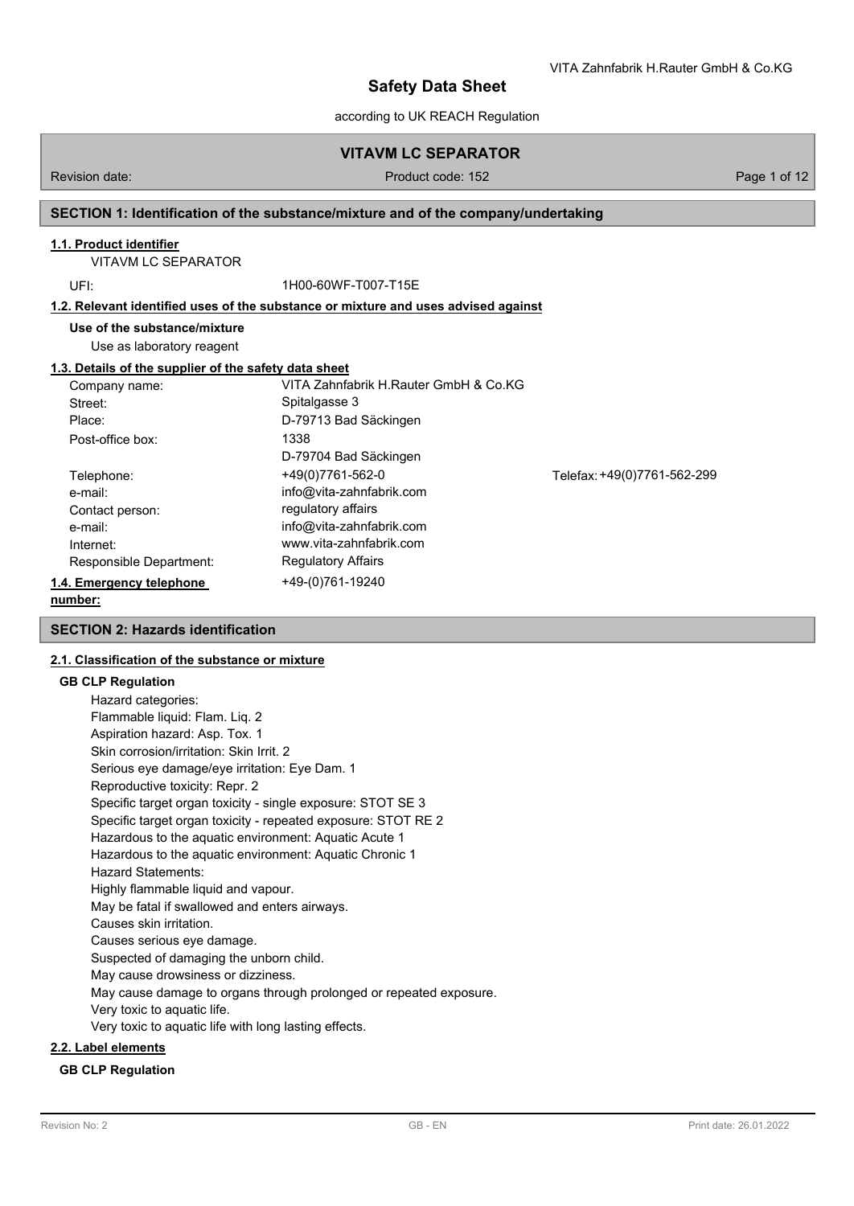# Safety Data Sheet

according to UK REACH Regulation

## VITAVM LC SEPARATOR

Revision date: Product code: 152

## SECTION 1: Identification of the substance/mixture and of the company/undertaking

### 1.1. Product identifier

VITAVM LC SEPARATOR

UFI: 1H00-60WF-T007-T15E

### 1.2. Relevant identified uses of the substance or mixture and uses advised against

**Use of the substance/mixture**

Use as laboratory reagent

### 1.3. Details of the supplier of the safety data sheet

| | | |
|---|---|---|
| Company name: | VITA Zahnfabrik H.Rauter GmbH & Co.KG | |
| Street: | Spitalgasse 3 | |
| Place: | D-79713 Bad Säckingen | |
| Post-office box: | 1338 | |
| | D-79704 Bad Säckingen | |
| Telephone: | +49(0)7761-562-0 | Telefax: +49(0)7761-562-299 |
| e-mail: | info@vita-zahnfabrik.com | |
| Contact person: | regulatory affairs | |
| e-mail: | info@vita-zahnfabrik.com | |
| Internet: | www.vita-zahnfabrik.com | |
| Responsible Department: | Regulatory Affairs | |

### 1.4. Emergency telephone number:

+49-(0)761-19240

## SECTION 2: Hazards identification

### 2.1. Classification of the substance or mixture

**GB CLP Regulation**

Hazard categories:
Flammable liquid: Flam. Liq. 2
Aspiration hazard: Asp. Tox. 1
Skin corrosion/irritation: Skin Irrit. 2
Serious eye damage/eye irritation: Eye Dam. 1
Reproductive toxicity: Repr. 2
Specific target organ toxicity - single exposure: STOT SE 3
Specific target organ toxicity - repeated exposure: STOT RE 2
Hazardous to the aquatic environment: Aquatic Acute 1
Hazardous to the aquatic environment: Aquatic Chronic 1
Hazard Statements:
Highly flammable liquid and vapour.
May be fatal if swallowed and enters airways.
Causes skin irritation.
Causes serious eye damage.
Suspected of damaging the unborn child.
May cause drowsiness or dizziness.
May cause damage to organs through prolonged or repeated exposure.
Very toxic to aquatic life.
Very toxic to aquatic life with long lasting effects.

### 2.2. Label elements

**GB CLP Regulation**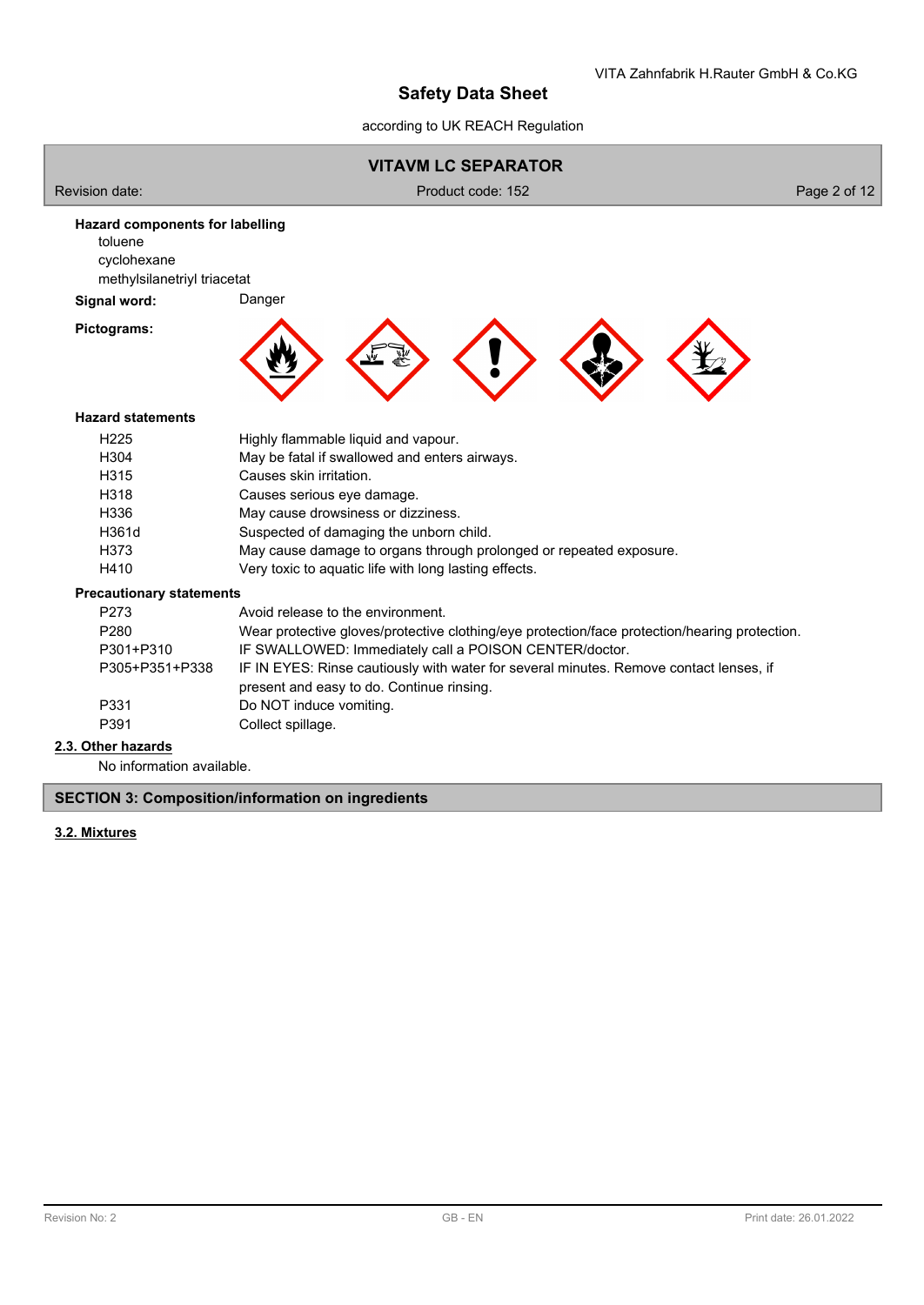**Hazard components for labelling**

toluene
cyclohexane
methylsilanetriyl triacetat

**Signal word:** Danger

**Pictograms:**

**Hazard statements**

| | |
|---|---|
| H225 | Highly flammable liquid and vapour. |
| H304 | May be fatal if swallowed and enters airways. |
| H315 | Causes skin irritation. |
| H318 | Causes serious eye damage. |
| H336 | May cause drowsiness or dizziness. |
| H361d | Suspected of damaging the unborn child. |
| H373 | May cause damage to organs through prolonged or repeated exposure. |
| H410 | Very toxic to aquatic life with long lasting effects. |

**Precautionary statements**

| | |
|---|---|
| P273 | Avoid release to the environment. |
| P280 | Wear protective gloves/protective clothing/eye protection/face protection/hearing protection. |
| P301+P310 | IF SWALLOWED: Immediately call a POISON CENTER/doctor. |
| P305+P351+P338 | IF IN EYES: Rinse cautiously with water for several minutes. Remove contact lenses, if present and easy to do. Continue rinsing. |
| P331 | Do NOT induce vomiting. |
| P391 | Collect spillage. |

### 2.3. Other hazards

No information available.

## SECTION 3: Composition/information on ingredients

### 3.2. Mixtures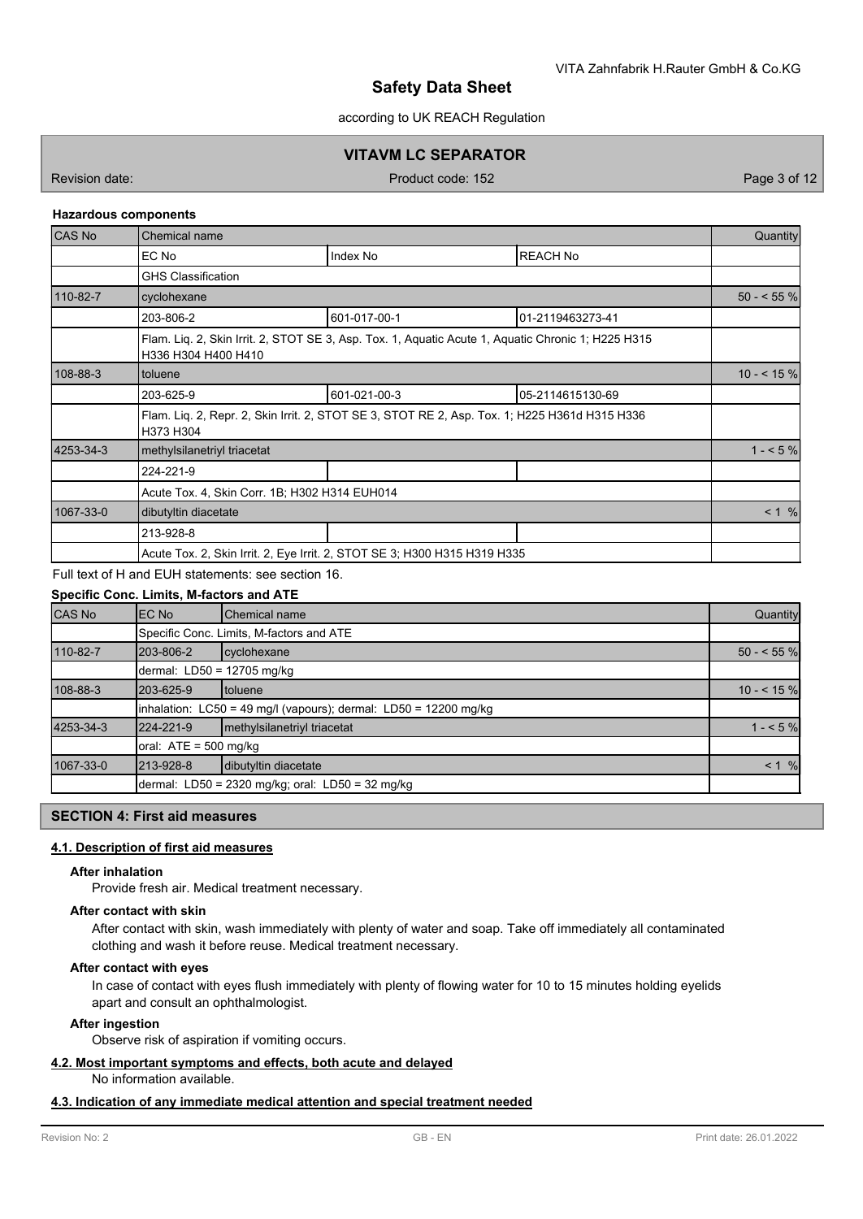#### Hazardous components

| CAS No | Chemical name | | | Quantity |
|---|---|---|---|---|
| | EC No | Index No | REACH No | |
| | GHS Classification | | | |
| 110-82-7 | cyclohexane | | | 50 - < 55 % |
| | 203-806-2 | 601-017-00-1 | 01-2119463273-41 | |
| | Flam. Liq. 2, Skin Irrit. 2, STOT SE 3, Asp. Tox. 1, Aquatic Acute 1, Aquatic Chronic 1; H225 H315 H336 H304 H400 H410 | | | |
| 108-88-3 | toluene | | | 10 - < 15 % |
| | 203-625-9 | 601-021-00-3 | 05-2114615130-69 | |
| | Flam. Liq. 2, Repr. 2, Skin Irrit. 2, STOT SE 3, STOT RE 2, Asp. Tox. 1; H225 H361d H315 H336 H373 H304 | | | |
| 4253-34-3 | methylsilanetriyl triacetat | | | 1 - < 5 % |
| | 224-221-9 | | | |
| | Acute Tox. 4, Skin Corr. 1B; H302 H314 EUH014 | | | |
| 1067-33-0 | dibutyltin diacetate | | | < 1 % |
| | 213-928-8 | | | |
| | Acute Tox. 2, Skin Irrit. 2, Eye Irrit. 2, STOT SE 3; H300 H315 H319 H335 | | | |

Full text of H and EUH statements: see section 16.

#### Specific Conc. Limits, M-factors and ATE

| CAS No | EC No | Chemical name | Quantity |
|---|---|---|---|
| | Specific Conc. Limits, M-factors and ATE | | |
| 110-82-7 | 203-806-2 | cyclohexane | 50 - < 55 % |
| | dermal: LD50 = 12705 mg/kg | | |
| 108-88-3 | 203-625-9 | toluene | 10 - < 15 % |
| | inhalation: LC50 = 49 mg/l (vapours); dermal: LD50 = 12200 mg/kg | | |
| 4253-34-3 | 224-221-9 | methylsilanetriyl triacetat | 1 - < 5 % |
| | oral: ATE = 500 mg/kg | | |
| 1067-33-0 | 213-928-8 | dibutyltin diacetate | < 1 % |
| | dermal: LD50 = 2320 mg/kg; oral: LD50 = 32 mg/kg | | |

## SECTION 4: First aid measures

### 4.1. Description of first aid measures

**After inhalation**

Provide fresh air. Medical treatment necessary.

**After contact with skin**

After contact with skin, wash immediately with plenty of water and soap. Take off immediately all contaminated clothing and wash it before reuse. Medical treatment necessary.

**After contact with eyes**

In case of contact with eyes flush immediately with plenty of flowing water for 10 to 15 minutes holding eyelids apart and consult an ophthalmologist.

**After ingestion**

Observe risk of aspiration if vomiting occurs.

### 4.2. Most important symptoms and effects, both acute and delayed

No information available.

### 4.3. Indication of any immediate medical attention and special treatment needed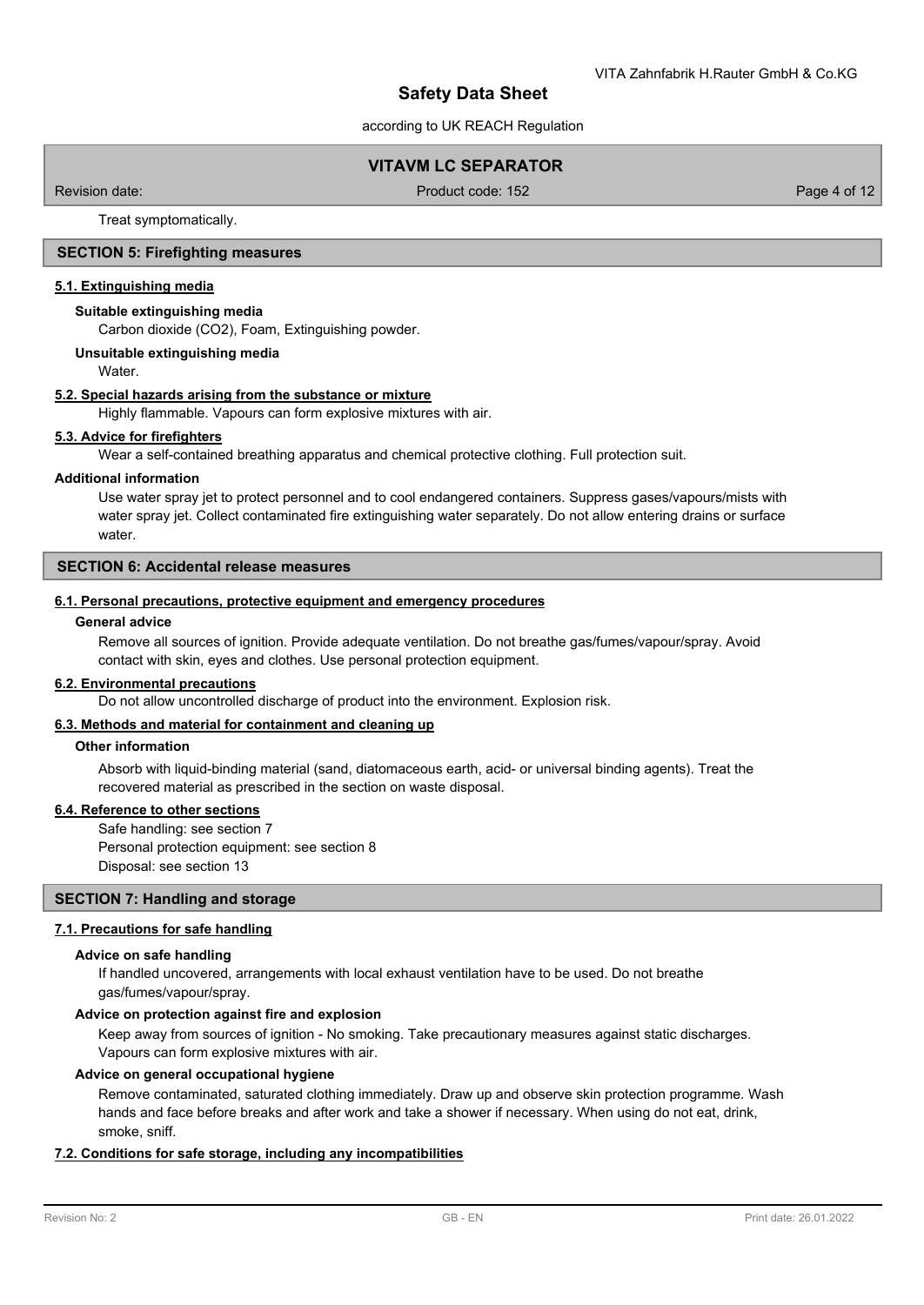Treat symptomatically.

## SECTION 5: Firefighting measures

### 5.1. Extinguishing media

**Suitable extinguishing media**

Carbon dioxide ($CO_2$), Foam, Extinguishing powder.

**Unsuitable extinguishing media**

Water.

### 5.2. Special hazards arising from the substance or mixture

Highly flammable. Vapours can form explosive mixtures with air.

### 5.3. Advice for firefighters

Wear a self-contained breathing apparatus and chemical protective clothing. Full protection suit.

**Additional information**

Use water spray jet to protect personnel and to cool endangered containers. Suppress gases/vapours/mists with water spray jet. Collect contaminated fire extinguishing water separately. Do not allow entering drains or surface water.

## SECTION 6: Accidental release measures

### 6.1. Personal precautions, protective equipment and emergency procedures

**General advice**

Remove all sources of ignition. Provide adequate ventilation. Do not breathe gas/fumes/vapour/spray. Avoid contact with skin, eyes and clothes. Use personal protection equipment.

### 6.2. Environmental precautions

Do not allow uncontrolled discharge of product into the environment. Explosion risk.

### 6.3. Methods and material for containment and cleaning up

**Other information**

Absorb with liquid-binding material (sand, diatomaceous earth, acid- or universal binding agents). Treat the recovered material as prescribed in the section on waste disposal.

### 6.4. Reference to other sections

Safe handling: see section 7
Personal protection equipment: see section 8
Disposal: see section 13

## SECTION 7: Handling and storage

### 7.1. Precautions for safe handling

**Advice on safe handling**

If handled uncovered, arrangements with local exhaust ventilation have to be used. Do not breathe gas/fumes/vapour/spray.

**Advice on protection against fire and explosion**

Keep away from sources of ignition - No smoking. Take precautionary measures against static discharges. Vapours can form explosive mixtures with air.

**Advice on general occupational hygiene**

Remove contaminated, saturated clothing immediately. Draw up and observe skin protection programme. Wash hands and face before breaks and after work and take a shower if necessary. When using do not eat, drink, smoke, sniff.

### 7.2. Conditions for safe storage, including any incompatibilities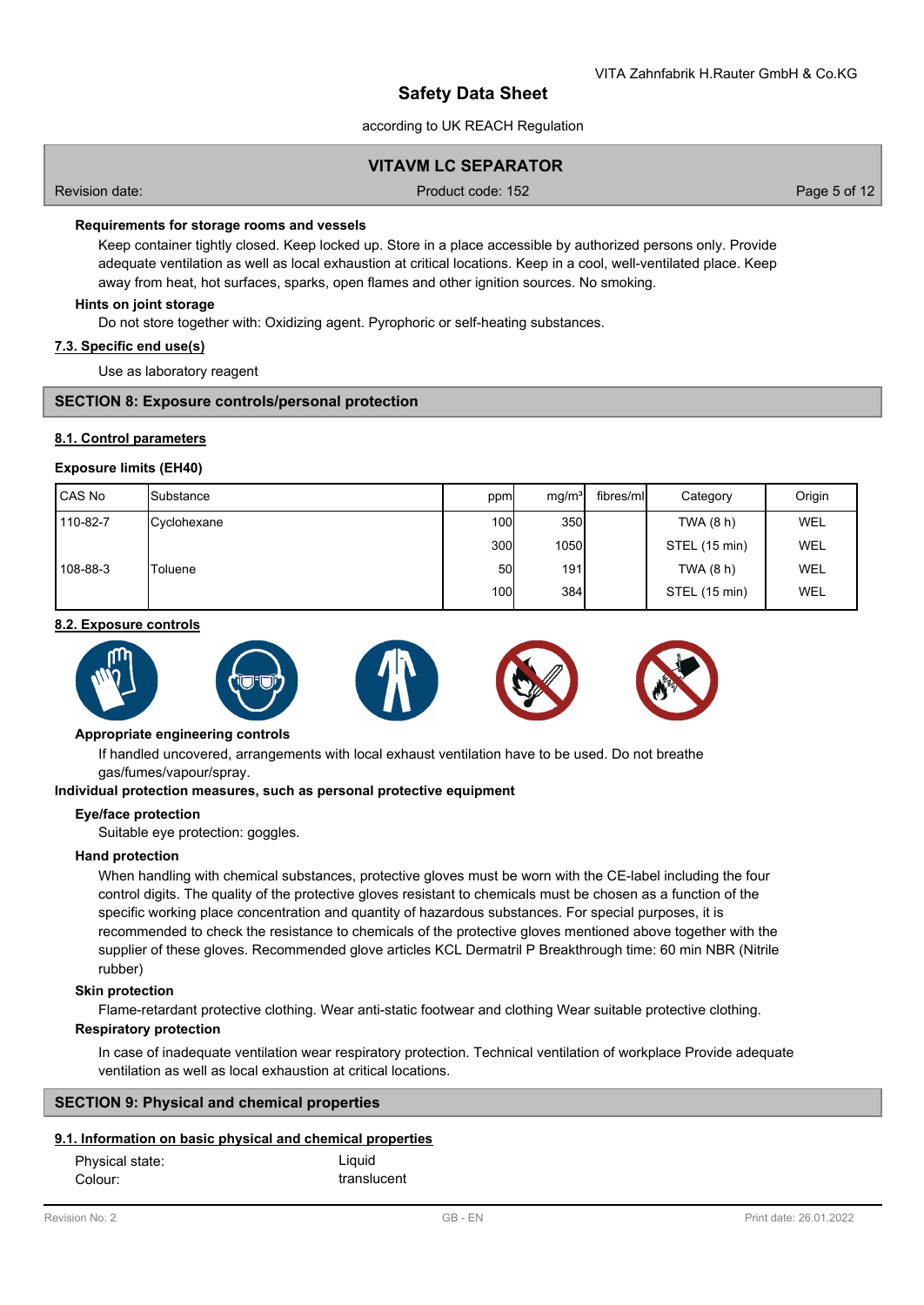**Requirements for storage rooms and vessels**

Keep container tightly closed. Keep locked up. Store in a place accessible by authorized persons only. Provide adequate ventilation as well as local exhaustion at critical locations. Keep in a cool, well-ventilated place. Keep away from heat, hot surfaces, sparks, open flames and other ignition sources. No smoking.

**Hints on joint storage**

Do not store together with: Oxidizing agent. Pyrophoric or self-heating substances.

### 7.3. Specific end use(s)

Use as laboratory reagent

## SECTION 8: Exposure controls/personal protection

### 8.1. Control parameters

**Exposure limits (EH40)**

| CAS No | Substance | ppm | mg/m³ | fibres/ml | Category | Origin |
|---|---|---|---|---|---|---|
| 110-82-7 | Cyclohexane | 100 | 350 | | TWA (8 h) | WEL |
| | | 300 | 1050 | | STEL (15 min) | WEL |
| 108-88-3 | Toluene | 50 | 191 | | TWA (8 h) | WEL |
| | | 100 | 384 | | STEL (15 min) | WEL |

### 8.2. Exposure controls

**Appropriate engineering controls**

If handled uncovered, arrangements with local exhaust ventilation have to be used. Do not breathe gas/fumes/vapour/spray.

**Individual protection measures, such as personal protective equipment**

**Eye/face protection**

Suitable eye protection: goggles.

**Hand protection**

When handling with chemical substances, protective gloves must be worn with the CE-label including the four control digits. The quality of the protective gloves resistant to chemicals must be chosen as a function of the specific working place concentration and quantity of hazardous substances. For special purposes, it is recommended to check the resistance to chemicals of the protective gloves mentioned above together with the supplier of these gloves. Recommended glove articles KCL Dermatril P Breakthrough time: 60 min NBR (Nitrile rubber)

**Skin protection**

Flame-retardant protective clothing. Wear anti-static footwear and clothing Wear suitable protective clothing.

**Respiratory protection**

In case of inadequate ventilation wear respiratory protection. Technical ventilation of workplace Provide adequate ventilation as well as local exhaustion at critical locations.

## SECTION 9: Physical and chemical properties

### 9.1. Information on basic physical and chemical properties

Physical state: Liquid
Colour: translucent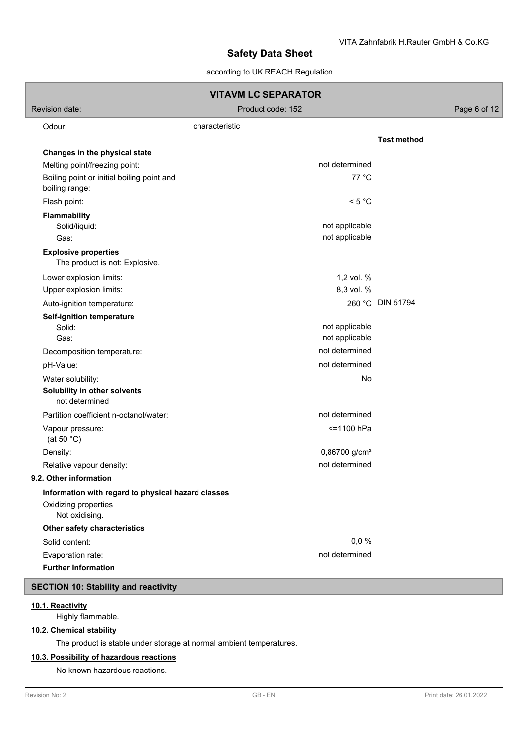| | | Test method |
|---|---|---|
| Odour: | characteristic | |
| **Changes in the physical state** | | |
| Melting point/freezing point: | not determined | |
| Boiling point or initial boiling point and boiling range: | 77 °C | |
| Flash point: | < 5 °C | |
| **Flammability** | | |
| Solid/liquid: | not applicable | |
| Gas: | not applicable | |
| **Explosive properties** | | |
| The product is not: Explosive. | | |
| Lower explosion limits: | 1,2 vol. % | |
| Upper explosion limits: | 8,3 vol. % | |
| Auto-ignition temperature: | 260 °C | DIN 51794 |
| **Self-ignition temperature** | | |
| Solid: | not applicable | |
| Gas: | not applicable | |
| Decomposition temperature: | not determined | |
| pH-Value: | not determined | |
| Water solubility: | No | |
| **Solubility in other solvents** | | |
| not determined | | |
| Partition coefficient n-octanol/water: | not determined | |
| Vapour pressure: (at 50 °C) | <=1100 hPa | |
| Density: | 0,86700 g/cm³ | |
| Relative vapour density: | not determined | |

### 9.2. Other information

**Information with regard to physical hazard classes**

Oxidizing properties
Not oxidising.

**Other safety characteristics**

| | |
|---|---|
| Solid content: | 0,0 % |
| Evaporation rate: | not determined |

**Further Information**

## SECTION 10: Stability and reactivity

### 10.1. Reactivity

Highly flammable.

### 10.2. Chemical stability

The product is stable under storage at normal ambient temperatures.

### 10.3. Possibility of hazardous reactions

No known hazardous reactions.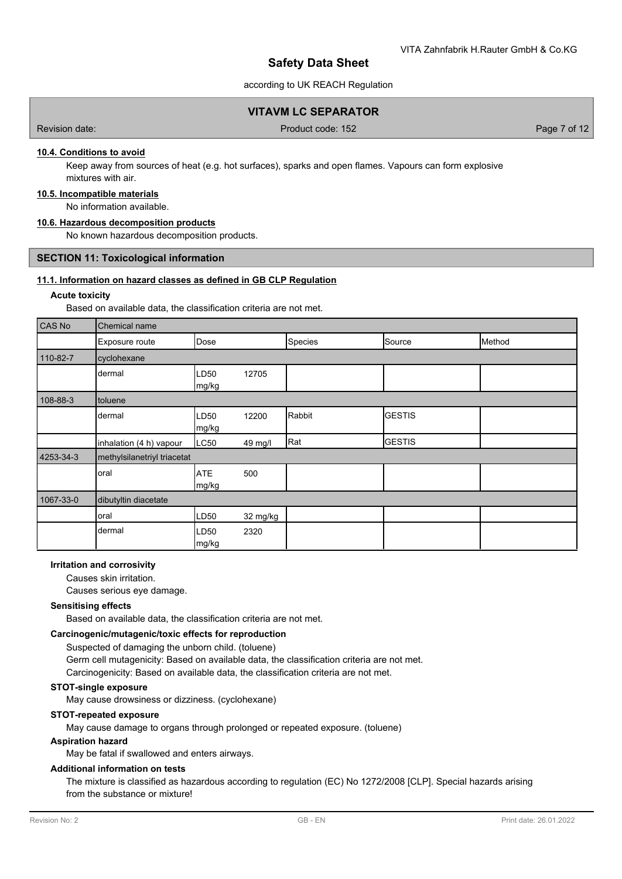#### 10.4. Conditions to avoid

Keep away from sources of heat (e.g. hot surfaces), sparks and open flames. Vapours can form explosive mixtures with air.

#### 10.5. Incompatible materials

No information available.

#### 10.6. Hazardous decomposition products

No known hazardous decomposition products.

## SECTION 11: Toxicological information

#### 11.1. Information on hazard classes as defined in GB CLP Regulation

**Acute toxicity**

Based on available data, the classification criteria are not met.

| CAS No | Chemical name | | | | | |
|---|---|---|---|---|---|---|
| | Exposure route | Dose | | Species | Source | Method |
| 110-82-7 | cyclohexane | | | | | |
| | dermal | LD50 mg/kg | 12705 | | | |
| 108-88-3 | toluene | | | | | |
| | dermal | LD50 mg/kg | 12200 | Rabbit | GESTIS | |
| | inhalation (4 h) vapour | LC50 | 49 mg/l | Rat | GESTIS | |
| 4253-34-3 | methylsilanetriyl triacetat | | | | | |
| | oral | ATE mg/kg | 500 | | | |
| 1067-33-0 | dibutyltin diacetate | | | | | |
| | oral | LD50 | 32 mg/kg | | | |
| | dermal | LD50 mg/kg | 2320 | | | |

**Irritation and corrosivity**

Causes skin irritation.
Causes serious eye damage.

**Sensitising effects**

Based on available data, the classification criteria are not met.

**Carcinogenic/mutagenic/toxic effects for reproduction**

Suspected of damaging the unborn child. (toluene)
Germ cell mutagenicity: Based on available data, the classification criteria are not met.
Carcinogenicity: Based on available data, the classification criteria are not met.

**STOT-single exposure**

May cause drowsiness or dizziness. (cyclohexane)

**STOT-repeated exposure**

May cause damage to organs through prolonged or repeated exposure. (toluene)

**Aspiration hazard**

May be fatal if swallowed and enters airways.

**Additional information on tests**

The mixture is classified as hazardous according to regulation (EC) No 1272/2008 [CLP]. Special hazards arising from the substance or mixture!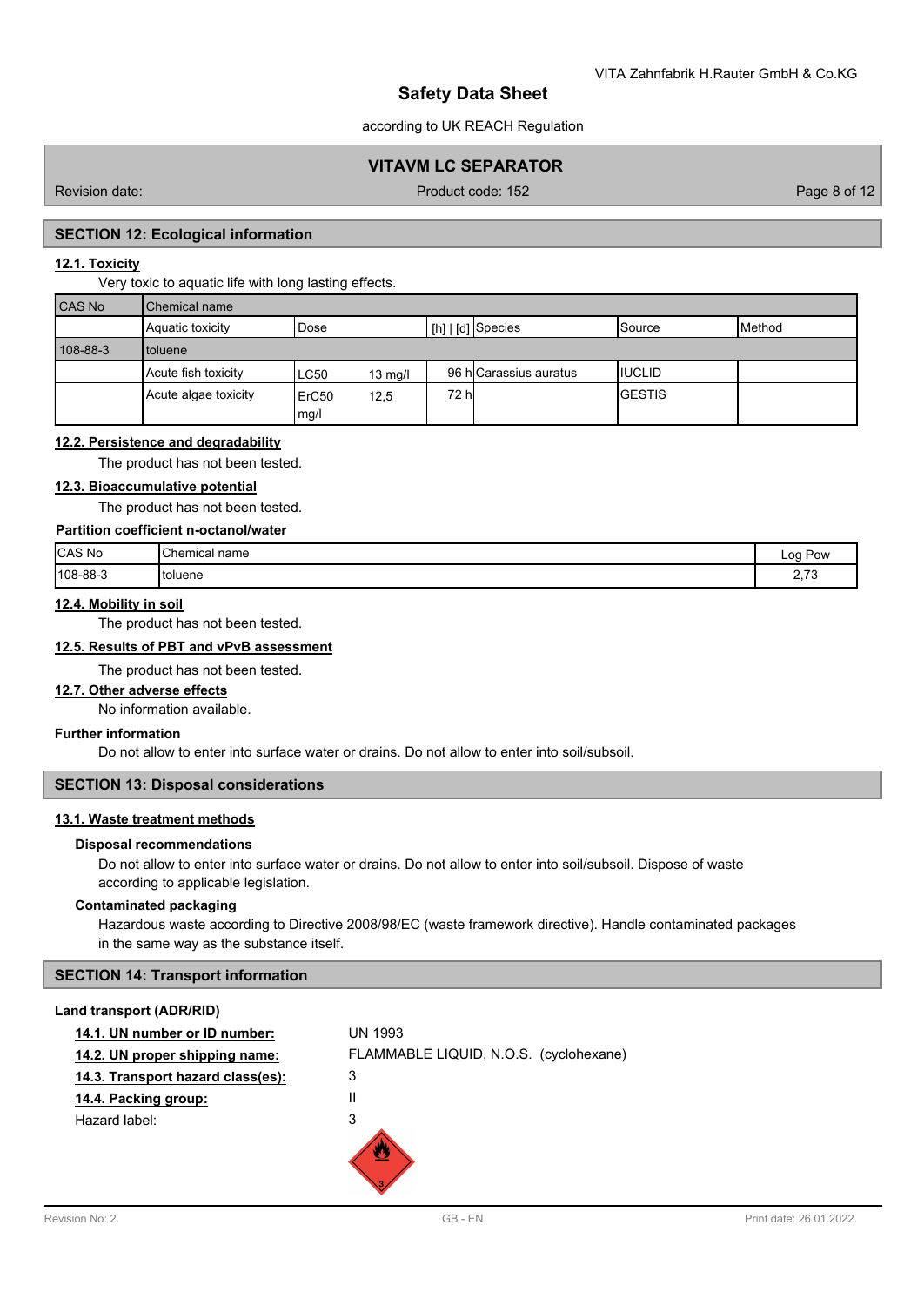## SECTION 12: Ecological information

### 12.1. Toxicity

Very toxic to aquatic life with long lasting effects.

| CAS No | Chemical name | | | | | |
|---|---|---|---|---|---|---|
| | Aquatic toxicity | Dose | [h] \| [d] | Species | Source | Method |
| 108-88-3 | toluene | | | | | |
| | Acute fish toxicity | LC50 13 mg/l | 96 h | Carassius auratus | IUCLID | |
| | Acute algae toxicity | ErC50 12,5 mg/l | 72 h | | GESTIS | |

### 12.2. Persistence and degradability

The product has not been tested.

### 12.3. Bioaccumulative potential

The product has not been tested.

**Partition coefficient n-octanol/water**

| CAS No | Chemical name | Log Pow |
|---|---|---|
| 108-88-3 | toluene | 2,73 |

### 12.4. Mobility in soil

The product has not been tested.

### 12.5. Results of PBT and vPvB assessment

The product has not been tested.

### 12.7. Other adverse effects

No information available.

**Further information**

Do not allow to enter into surface water or drains. Do not allow to enter into soil/subsoil.

## SECTION 13: Disposal considerations

### 13.1. Waste treatment methods

**Disposal recommendations**

Do not allow to enter into surface water or drains. Do not allow to enter into soil/subsoil. Dispose of waste according to applicable legislation.

**Contaminated packaging**

Hazardous waste according to Directive 2008/98/EC (waste framework directive). Handle contaminated packages in the same way as the substance itself.

## SECTION 14: Transport information

**Land transport (ADR/RID)**

**14.1. UN number or ID number:** UN 1993

**14.2. UN proper shipping name:** FLAMMABLE LIQUID, N.O.S. (cyclohexane)

**14.3. Transport hazard class(es):** 3

**14.4. Packing group:** II

Hazard label: 3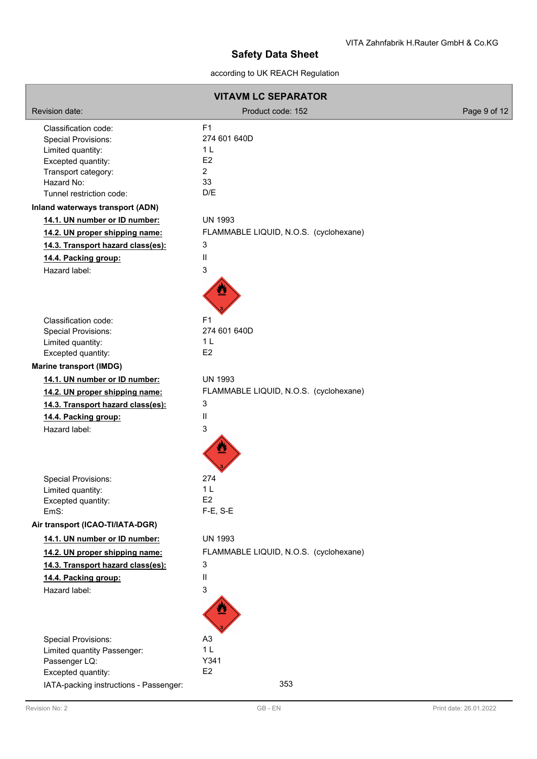| | |
|---|---|
| Classification code: | F1 |
| Special Provisions: | 274 601 640D |
| Limited quantity: | 1 L |
| Excepted quantity: | E2 |
| Transport category: | 2 |
| Hazard No: | 33 |
| Tunnel restriction code: | D/E |

**Inland waterways transport (ADN)**

| | |
|---|---|
| **14.1. UN number or ID number:** | UN 1993 |
| **14.2. UN proper shipping name:** | FLAMMABLE LIQUID, N.O.S. (cyclohexane) |
| **14.3. Transport hazard class(es):** | 3 |
| **14.4. Packing group:** | II |
| Hazard label: | 3 |
| Classification code: | F1 |
| Special Provisions: | 274 601 640D |
| Limited quantity: | 1 L |
| Excepted quantity: | E2 |

**Marine transport (IMDG)**

| | |
|---|---|
| **14.1. UN number or ID number:** | UN 1993 |
| **14.2. UN proper shipping name:** | FLAMMABLE LIQUID, N.O.S. (cyclohexane) |
| **14.3. Transport hazard class(es):** | 3 |
| **14.4. Packing group:** | II |
| Hazard label: | 3 |
| Special Provisions: | 274 |
| Limited quantity: | 1 L |
| Excepted quantity: | E2 |
| EmS: | F-E, S-E |

**Air transport (ICAO-TI/IATA-DGR)**

| | |
|---|---|
| **14.1. UN number or ID number:** | UN 1993 |
| **14.2. UN proper shipping name:** | FLAMMABLE LIQUID, N.O.S. (cyclohexane) |
| **14.3. Transport hazard class(es):** | 3 |
| **14.4. Packing group:** | II |
| Hazard label: | 3 |
| Special Provisions: | A3 |
| Limited quantity Passenger: | 1 L |
| Passenger LQ: | Y341 |
| Excepted quantity: | E2 |
| IATA-packing instructions - Passenger: | 353 |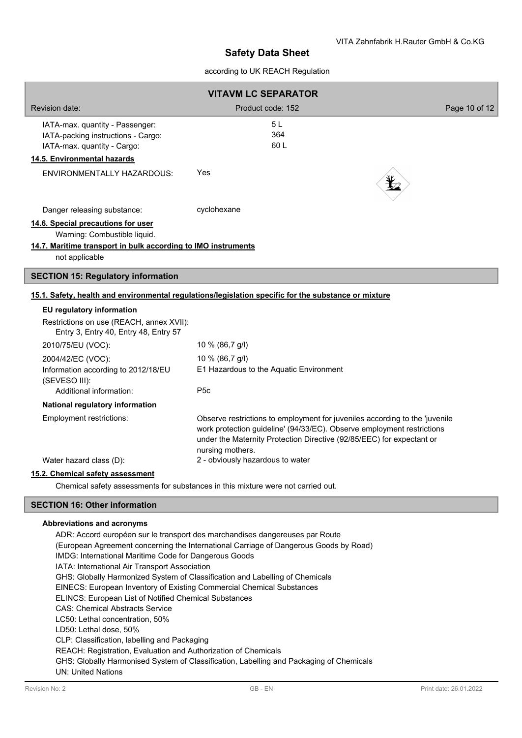IATA-max. quantity - Passenger: 5 L
IATA-packing instructions - Cargo: 364
IATA-max. quantity - Cargo: 60 L

**14.5. Environmental hazards**

ENVIRONMENTALLY HAZARDOUS: Yes

Danger releasing substance: cyclohexane

**14.6. Special precautions for user**

Warning: Combustible liquid.

**14.7. Maritime transport in bulk according to IMO instruments**

not applicable

## SECTION 15: Regulatory information

**15.1. Safety, health and environmental regulations/legislation specific for the substance or mixture**

### EU regulatory information

Restrictions on use (REACH, annex XVII):
Entry 3, Entry 40, Entry 48, Entry 57

2010/75/EU (VOC): 10 % (86,7 g/l)

2004/42/EC (VOC): 10 % (86,7 g/l)

Information according to 2012/18/EU (SEVESO III): E1 Hazardous to the Aquatic Environment

Additional information: P5c

### National regulatory information

Employment restrictions: Observe restrictions to employment for juveniles according to the 'juvenile work protection guideline' (94/33/EC). Observe employment restrictions under the Maternity Protection Directive (92/85/EEC) for expectant or nursing mothers.

Water hazard class (D): 2 - obviously hazardous to water

**15.2. Chemical safety assessment**

Chemical safety assessments for substances in this mixture were not carried out.

## SECTION 16: Other information

### Abbreviations and acronyms

ADR: Accord européen sur le transport des marchandises dangereuses par Route
(European Agreement concerning the International Carriage of Dangerous Goods by Road)
IMDG: International Maritime Code for Dangerous Goods
IATA: International Air Transport Association
GHS: Globally Harmonized System of Classification and Labelling of Chemicals
EINECS: European Inventory of Existing Commercial Chemical Substances
ELINCS: European List of Notified Chemical Substances
CAS: Chemical Abstracts Service
LC50: Lethal concentration, 50%
LD50: Lethal dose, 50%
CLP: Classification, labelling and Packaging
REACH: Registration, Evaluation and Authorization of Chemicals
GHS: Globally Harmonised System of Classification, Labelling and Packaging of Chemicals
UN: United Nations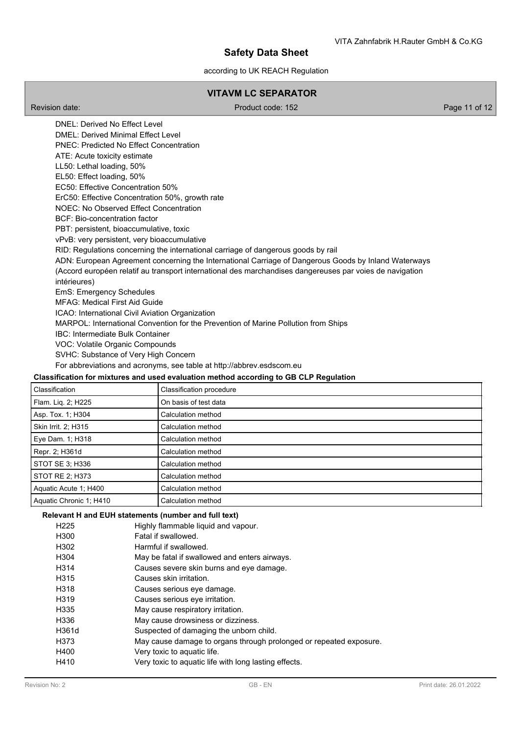DNEL: Derived No Effect Level
DMEL: Derived Minimal Effect Level
PNEC: Predicted No Effect Concentration
ATE: Acute toxicity estimate
LL50: Lethal loading, 50%
EL50: Effect loading, 50%
EC50: Effective Concentration 50%
ErC50: Effective Concentration 50%, growth rate
NOEC: No Observed Effect Concentration
BCF: Bio-concentration factor
PBT: persistent, bioaccumulative, toxic
vPvB: very persistent, very bioaccumulative
RID: Regulations concerning the international carriage of dangerous goods by rail
ADN: European Agreement concerning the International Carriage of Dangerous Goods by Inland Waterways (Accord européen relatif au transport international des marchandises dangereuses par voies de navigation intérieures)
EmS: Emergency Schedules
MFAG: Medical First Aid Guide
ICAO: International Civil Aviation Organization
MARPOL: International Convention for the Prevention of Marine Pollution from Ships
IBC: Intermediate Bulk Container
VOC: Volatile Organic Compounds
SVHC: Substance of Very High Concern
For abbreviations and acronyms, see table at http://abbrev.esdscom.eu

**Classification for mixtures and used evaluation method according to GB CLP Regulation**

| Classification | Classification procedure |
|---|---|
| Flam. Liq. 2; H225 | On basis of test data |
| Asp. Tox. 1; H304 | Calculation method |
| Skin Irrit. 2; H315 | Calculation method |
| Eye Dam. 1; H318 | Calculation method |
| Repr. 2; H361d | Calculation method |
| STOT SE 3; H336 | Calculation method |
| STOT RE 2; H373 | Calculation method |
| Aquatic Acute 1; H400 | Calculation method |
| Aquatic Chronic 1; H410 | Calculation method |

**Relevant H and EUH statements (number and full text)**

| | |
|---|---|
| H225 | Highly flammable liquid and vapour. |
| H300 | Fatal if swallowed. |
| H302 | Harmful if swallowed. |
| H304 | May be fatal if swallowed and enters airways. |
| H314 | Causes severe skin burns and eye damage. |
| H315 | Causes skin irritation. |
| H318 | Causes serious eye damage. |
| H319 | Causes serious eye irritation. |
| H335 | May cause respiratory irritation. |
| H336 | May cause drowsiness or dizziness. |
| H361d | Suspected of damaging the unborn child. |
| H373 | May cause damage to organs through prolonged or repeated exposure. |
| H400 | Very toxic to aquatic life. |
| H410 | Very toxic to aquatic life with long lasting effects. |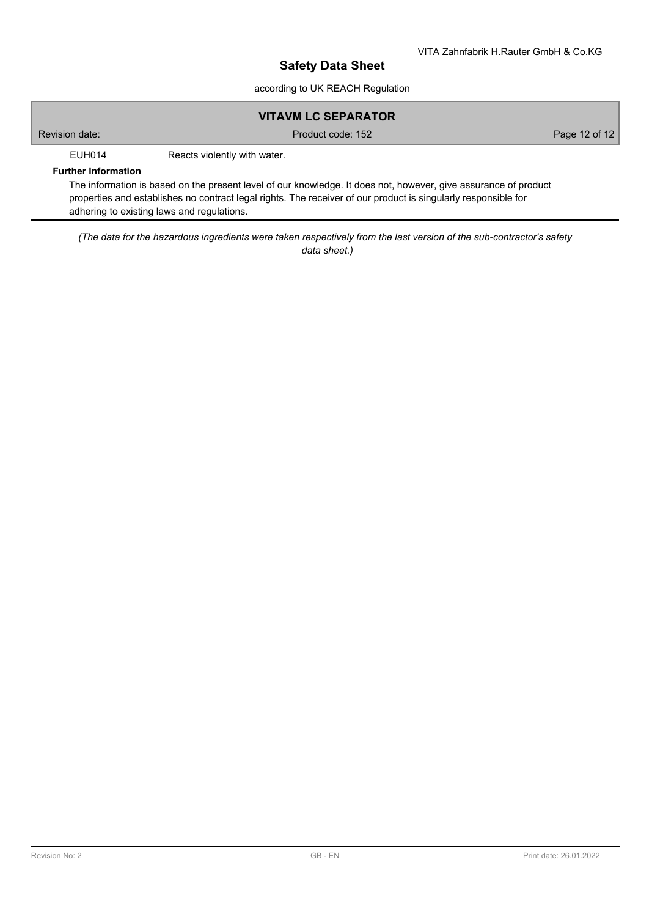| | |
|---|---|
| EUH014 | Reacts violently with water. |

**Further Information**

The information is based on the present level of our knowledge. It does not, however, give assurance of product properties and establishes no contract legal rights. The receiver of our product is singularly responsible for adhering to existing laws and regulations.

*(The data for the hazardous ingredients were taken respectively from the last version of the sub-contractor's safety data sheet.)*